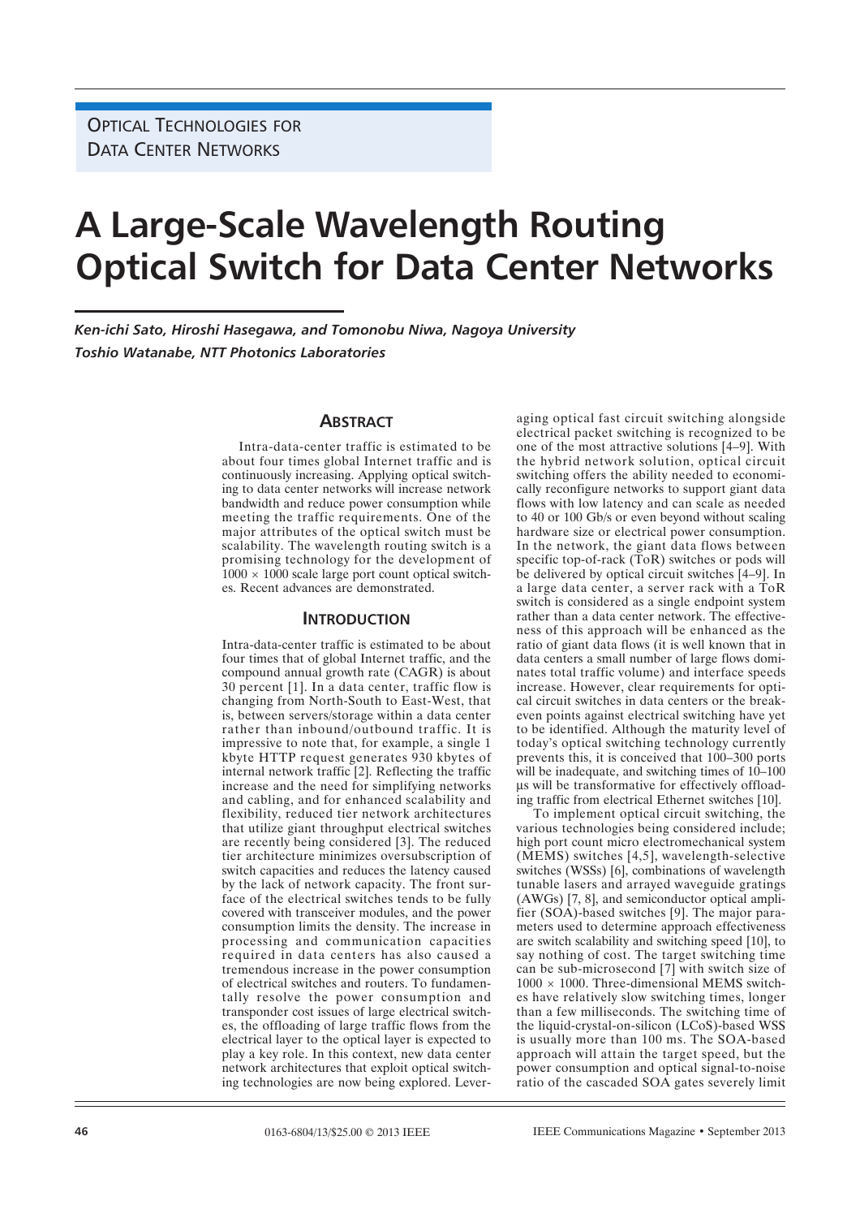OPTICAL TECHNOLOGIES FOR DATA CENTER NETWORKS

# A Large-Scale Wavelength Routing Optical Switch for Data Center Networks

*Ken-ichi Sato, Hiroshi Hasegawa, and Tomonobu Niwa, Nagoya University*
*Toshio Watanabe, NTT Photonics Laboratories*

## ABSTRACT

Intra-data-center traffic is estimated to be about four times global Internet traffic and is continuously increasing. Applying optical switching to data center networks will increase network bandwidth and reduce power consumption while meeting the traffic requirements. One of the major attributes of the optical switch must be scalability. The wavelength routing switch is a promising technology for the development of $1000 \times 1000$ scale large port count optical switches. Recent advances are demonstrated.

## INTRODUCTION

Intra-data-center traffic is estimated to be about four times that of global Internet traffic, and the compound annual growth rate (CAGR) is about 30 percent [1]. In a data center, traffic flow is changing from North-South to East-West, that is, between servers/storage within a data center rather than inbound/outbound traffic. It is impressive to note that, for example, a single 1 kbyte HTTP request generates 930 kbytes of internal network traffic [2]. Reflecting the traffic increase and the need for simplifying networks and cabling, and for enhanced scalability and flexibility, reduced tier network architectures that utilize giant throughput electrical switches are recently being considered [3]. The reduced tier architecture minimizes oversubscription of switch capacities and reduces the latency caused by the lack of network capacity. The front surface of the electrical switches tends to be fully covered with transceiver modules, and the power consumption limits the density. The increase in processing and communication capacities required in data centers has also caused a tremendous increase in the power consumption of electrical switches and routers. To fundamentally resolve the power consumption and transponder cost issues of large electrical switches, the offloading of large traffic flows from the electrical layer to the optical layer is expected to play a key role. In this context, new data center network architectures that exploit optical switching technologies are now being explored. Leveraging optical fast circuit switching alongside electrical packet switching is recognized to be one of the most attractive solutions [4–9]. With the hybrid network solution, optical circuit switching offers the ability needed to economically reconfigure networks to support giant data flows with low latency and can scale as needed to 40 or 100 Gb/s or even beyond without scaling hardware size or electrical power consumption. In the network, the giant data flows between specific top-of-rack (ToR) switches or pods will be delivered by optical circuit switches [4–9]. In a large data center, a server rack with a ToR switch is considered as a single endpoint system rather than a data center network. The effectiveness of this approach will be enhanced as the ratio of giant data flows (it is well known that in data centers a small number of large flows dominates total traffic volume) and interface speeds increase. However, clear requirements for optical circuit switches in data centers or the break-even points against electrical switching have yet to be identified. Although the maturity level of today's optical switching technology currently prevents this, it is conceived that 100–300 ports will be inadequate, and switching times of 10–100 μs will be transformative for effectively offloading traffic from electrical Ethernet switches [10].

To implement optical circuit switching, the various technologies being considered include; high port count micro electromechanical system (MEMS) switches [4,5], wavelength-selective switches (WSSs) [6], combinations of wavelength tunable lasers and arrayed waveguide gratings (AWGs) [7, 8], and semiconductor optical amplifier (SOA)-based switches [9]. The major parameters used to determine approach effectiveness are switch scalability and switching speed [10], to say nothing of cost. The target switching time can be sub-microsecond [7] with switch size of $1000 \times 1000$. Three-dimensional MEMS switches have relatively slow switching times, longer than a few milliseconds. The switching time of the liquid-crystal-on-silicon (LCoS)-based WSS is usually more than 100 ms. The SOA-based approach will attain the target speed, but the power consumption and optical signal-to-noise ratio of the cascaded SOA gates severely limit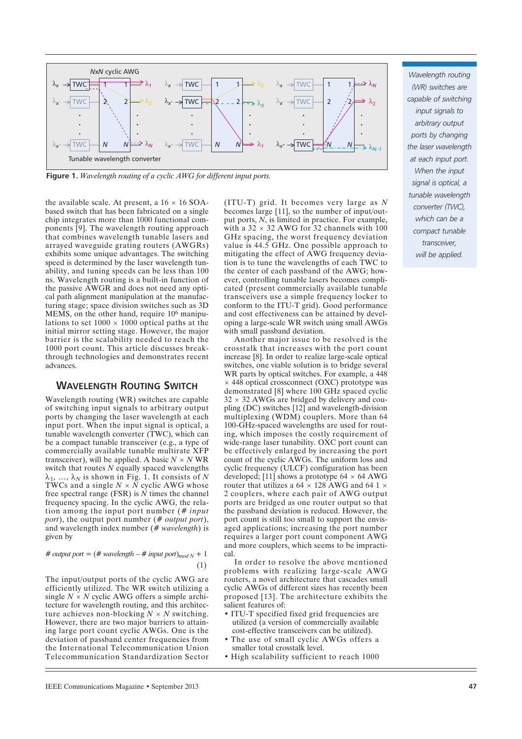NxN cyclic AWG

Tunable wavelength converter

**Figure 1.** *Wavelength routing of a cyclic AWG for different input ports.*

*Wavelength routing (WR) switches are capable of switching input signals to arbitrary output ports by changing the laser wavelength at each input port. When the input signal is optical, a tunable wavelength converter (TWC), which can be a compact tunable transceiver, will be applied.*

the available scale. At present, a 16 × 16 SOA-based switch that has been fabricated on a single chip integrates more than 1000 functional components [9]. The wavelength routing approach that combines wavelength tunable lasers and arrayed waveguide grating routers (AWGRs) exhibits some unique advantages. The switching speed is determined by the laser wavelength tunability, and tuning speeds can be less than 100 ns. Wavelength routing is a built-in function of the passive AWGR and does not need any optical path alignment manipulation at the manufacturing stage; space division switches such as 3D MEMS, on the other hand, require $10^6$ manipulations to set 1000 × 1000 optical paths at the initial mirror setting stage. However, the major barrier is the scalability needed to reach the 1000 port count. This article discusses breakthrough technologies and demonstrates recent advances.

## Wavelength Routing Switch

Wavelength routing (WR) switches are capable of switching input signals to arbitrary output ports by changing the laser wavelength at each input port. When the input signal is optical, a tunable wavelength converter (TWC), which can be a compact tunable transceiver (e.g., a type of commercially available tunable multirate XFP transceiver), will be applied. A basic $N \times N$ WR switch that routes $N$ equally spaced wavelengths $\lambda_1, \ldots, \lambda_N$ is shown in Fig. 1. It consists of $N$ TWCs and a single $N \times N$ cyclic AWG whose free spectral range (FSR) is $N$ times the channel frequency spacing. In the cyclic AWG, the relation among the input port number (*# input port*), the output port number (*# output port*), and wavelength index number (*# wavelength*) is given by

$$\text{\# output port} = (\text{\# wavelength} - \text{\# input port})_{\text{mod } N} + 1 \quad (1)$$

The input/output ports of the cyclic AWG are efficiently utilized. The WR switch utilizing a single $N \times N$ cyclic AWG offers a simple architecture for wavelength routing, and this architecture achieves non-blocking $N \times N$ switching. However, there are two major barriers to attaining large port count cyclic AWGs. One is the deviation of passband center frequencies from the International Telecommunication Union Telecommunication Standardization Sector (ITU-T) grid. It becomes very large as $N$ becomes large [11], so the number of input/output ports, $N$, is limited in practice. For example, with a 32 × 32 AWG for 32 channels with 100 GHz spacing, the worst frequency deviation value is 44.5 GHz. One possible approach to mitigating the effect of AWG frequency deviation is to tune the wavelengths of each TWC to the center of each passband of the AWG; however, controlling tunable lasers becomes complicated (present commercially available tunable transceivers use a simple frequency locker to conform to the ITU-T grid). Good performance and cost effectiveness can be attained by developing a large-scale WR switch using small AWGs with small passband deviation.

Another major issue to be resolved is the crosstalk that increases with the port count increase [8]. In order to realize large-scale optical switches, one viable solution is to bridge several WR parts by optical switches. For example, a 448 × 448 optical crossconnect (OXC) prototype was demonstrated [8] where 100 GHz spaced cyclic 32 × 32 AWGs are bridged by delivery and coupling (DC) switches [12] and wavelength-division multiplexing (WDM) couplers. More than 64 100-GHz-spaced wavelengths are used for routing, which imposes the costly requirement of wide-range laser tunability. OXC port count can be effectively enlarged by increasing the port count of the cyclic AWGs. The uniform loss and cyclic frequency (ULCF) configuration has been developed; [11] shows a prototype 64 × 64 AWG router that utilizes a 64 × 128 AWG and 64 1 × 2 couplers, where each pair of AWG output ports are bridged as one router output so that the passband deviation is reduced. However, the port count is still too small to support the envisaged applications; increasing the port number requires a larger port count component AWG and more couplers, which seems to be impractical.

In order to resolve the above mentioned problems with realizing large-scale AWG routers, a novel architecture that cascades small cyclic AWGs of different sizes has recently been proposed [13]. The architecture exhibits the salient features of:

- ITU-T specified fixed grid frequencies are utilized (a version of commercially available cost-effective transceivers can be utilized).
- The use of small cyclic AWGs offers a smaller total crosstalk level.
- High scalability sufficient to reach 1000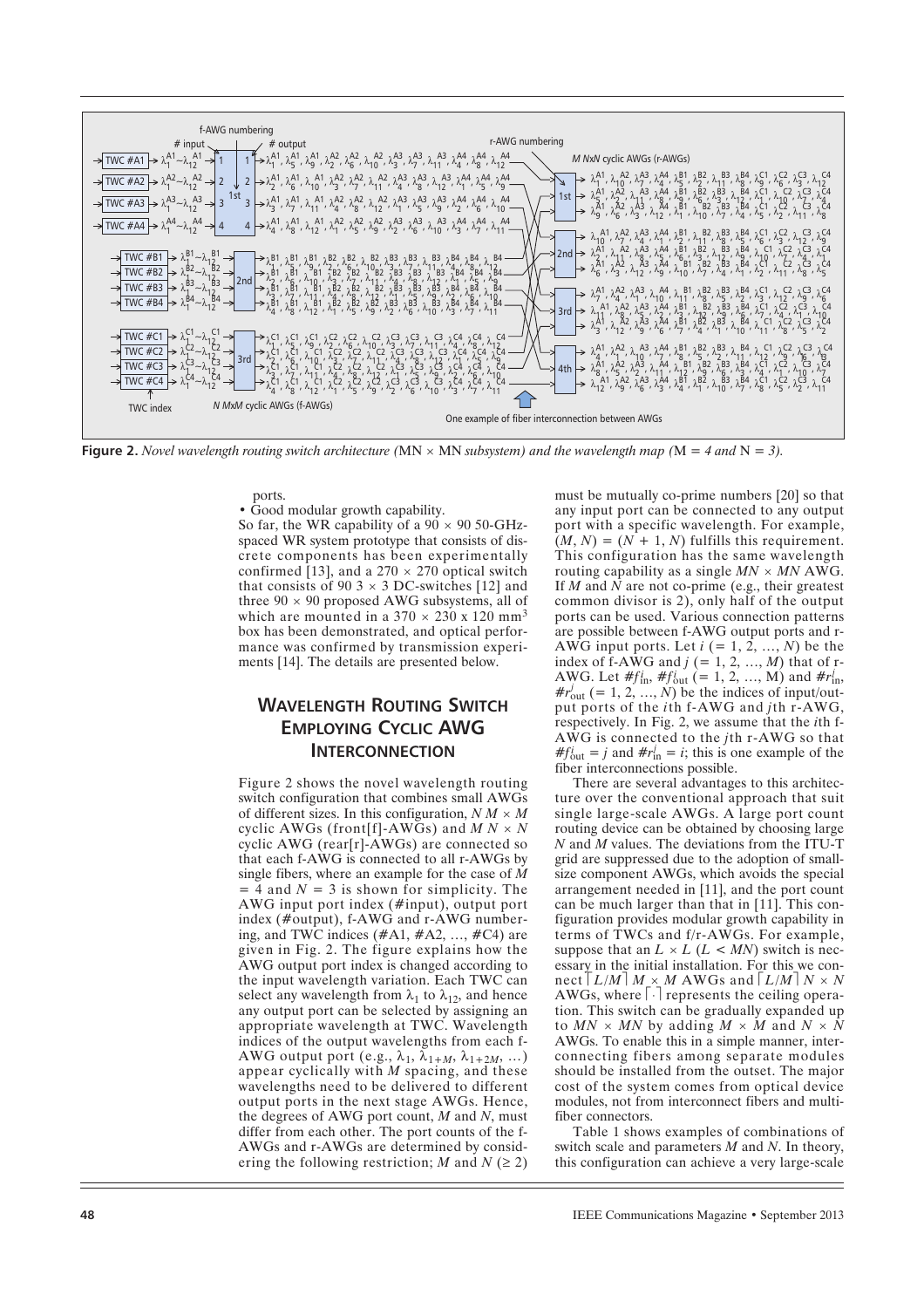Figure 2. *Novel wavelength routing switch architecture (*MN × MN *subsystem) and the wavelength map (*M = *4 and* N = *3).*

ports.

- Good modular growth capability.

So far, the WR capability of a 90 × 90 50-GHz-spaced WR system prototype that consists of discrete components has been experimentally confirmed [13], and a 270 × 270 optical switch that consists of 90 3 × 3 DC-switches [12] and three 90 × 90 proposed AWG subsystems, all of which are mounted in a 370 × 230 x 120 mm$^3$ box has been demonstrated, and optical performance was confirmed by transmission experiments [14]. The details are presented below.

## Wavelength Routing Switch Employing Cyclic AWG Interconnection

Figure 2 shows the novel wavelength routing switch configuration that combines small AWGs of different sizes. In this configuration, $N$ $M \times M$ cyclic AWGs (front[f]-AWGs) and $M$ $N \times N$ cyclic AWG (rear[r]-AWGs) are connected so that each f-AWG is connected to all r-AWGs by single fibers, where an example for the case of $M = 4$ and $N = 3$ is shown for simplicity. The AWG input port index (#input), output port index (#output), f-AWG and r-AWG numbering, and TWC indices (#A1, #A2, …, #C4) are given in Fig. 2. The figure explains how the AWG output port index is changed according to the input wavelength variation. Each TWC can select any wavelength from $\lambda_1$ to $\lambda_{12}$, and hence any output port can be selected by assigning an appropriate wavelength at TWC. Wavelength indices of the output wavelengths from each f-AWG output port (e.g., $\lambda_1$, $\lambda_{1+M}$, $\lambda_{1+2M}$, …) appear cyclically with $M$ spacing, and these wavelengths need to be delivered to different output ports in the next stage AWGs. Hence, the degrees of AWG port count, $M$ and $N$, must differ from each other. The port counts of the f-AWGs and r-AWGs are determined by considering the following restriction; $M$ and $N$ ($\geq 2$) must be mutually co-prime numbers [20] so that any input port can be connected to any output port with a specific wavelength. For example, $(M, N) = (N + 1, N)$ fulfills this requirement. This configuration has the same wavelength routing capability as a single $MN \times MN$ AWG. If $M$ and $N$ are not co-prime (e.g., their greatest common divisor is 2), only half of the output ports can be used. Various connection patterns are possible between f-AWG output ports and r-AWG input ports. Let $i$ (= 1, 2, …, $N$) be the index of f-AWG and $j$ (= 1, 2, …, $M$) that of r-AWG. Let $\#f^i_{\text{in}}$, $\#f^i_{\text{out}}$ (= 1, 2, …, M) and $\#r^j_{\text{in}}$, $\#r^j_{\text{out}}$ (= 1, 2, …, $N$) be the indices of input/output ports of the $i$th f-AWG and $j$th r-AWG, respectively. In Fig. 2, we assume that the $i$th f-AWG is connected to the $j$th r-AWG so that $\#f^i_{\text{out}} = j$ and $\#r^j_{\text{in}} = i$; this is one example of the fiber interconnections possible.

There are several advantages to this architecture over the conventional approach that suit single large-scale AWGs. A large port count routing device can be obtained by choosing large $N$ and $M$ values. The deviations from the ITU-T grid are suppressed due to the adoption of small-size component AWGs, which avoids the special arrangement needed in [11], and the port count can be much larger than that in [11]. This configuration provides modular growth capability in terms of TWCs and f/r-AWGs. For example, suppose that an $L \times L$ ($L < MN$) switch is necessary in the initial installation. For this we connect $\lceil L/M \rceil$ $M \times M$ AWGs and $\lceil L/M \rceil$ $N \times N$ AWGs, where $\lceil \cdot \rceil$ represents the ceiling operation. This switch can be gradually expanded up to $MN \times MN$ by adding $M \times M$ and $N \times N$ AWGs. To enable this in a simple manner, interconnecting fibers among separate modules should be installed from the outset. The major cost of the system comes from optical device modules, not from interconnect fibers and multi-fiber connectors.

Table 1 shows examples of combinations of switch scale and parameters $M$ and $N$. In theory, this configuration can achieve a very large-scale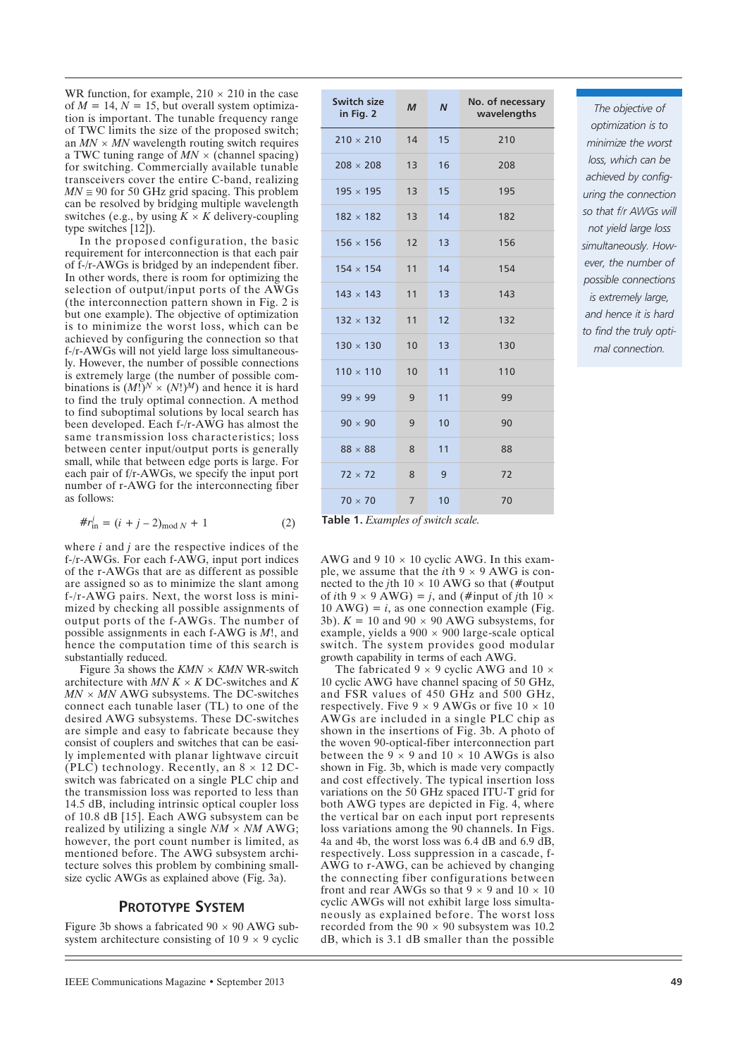WR function, for example, 210 × 210 in the case of $M = 14$, $N = 15$, but overall system optimization is important. The tunable frequency range of TWC limits the size of the proposed switch; an $MN \times MN$ wavelength routing switch requires a TWC tuning range of $MN \times$ (channel spacing) for switching. Commercially available tunable transceivers cover the entire C-band, realizing $MN \cong 90$ for 50 GHz grid spacing. This problem can be resolved by bridging multiple wavelength switches (e.g., by using $K \times K$ delivery-coupling type switches [12]).

In the proposed configuration, the basic requirement for interconnection is that each pair of f-/r-AWGs is bridged by an independent fiber. In other words, there is room for optimizing the selection of output/input ports of the AWGs (the interconnection pattern shown in Fig. 2 is but one example). The objective of optimization is to minimize the worst loss, which can be achieved by configuring the connection so that f-/r-AWGs will not yield large loss simultaneously. However, the number of possible connections is extremely large (the number of possible combinations is $(M!)^N \times (N!)^M$) and hence it is hard to find the truly optimal connection. A method to find suboptimal solutions by local search has been developed. Each f-/r-AWG has almost the same transmission loss characteristics; loss between center input/output ports is generally small, while that between edge ports is large. For each pair of f/r-AWGs, we specify the input port number of r-AWG for the interconnecting fiber as follows:

$$\#r_{\text{in}}^{j} = (i + j - 2)_{\text{mod } N} + 1 \tag{2}$$

where $i$ and $j$ are the respective indices of the f-/r-AWGs. For each f-AWG, input port indices of the r-AWGs that are as different as possible are assigned so as to minimize the slant among f-/r-AWG pairs. Next, the worst loss is minimized by checking all possible assignments of output ports of the f-AWGs. The number of possible assignments in each f-AWG is $M!$, and hence the computation time of this search is substantially reduced.

Figure 3a shows the $KMN \times KMN$ WR-switch architecture with $MN$ $K \times K$ DC-switches and $K$ $MN \times MN$ AWG subsystems. The DC-switches connect each tunable laser (TL) to one of the desired AWG subsystems. These DC-switches are simple and easy to fabricate because they consist of couplers and switches that can be easily implemented with planar lightwave circuit (PLC) technology. Recently, an 8 × 12 DC-switch was fabricated on a single PLC chip and the transmission loss was reported to less than 14.5 dB, including intrinsic optical coupler loss of 10.8 dB [15]. Each AWG subsystem can be realized by utilizing a single $NM \times NM$ AWG; however, the port count number is limited, as mentioned before. The AWG subsystem architecture solves this problem by combining small-size cyclic AWGs as explained above (Fig. 3a).

## Prototype System

Figure 3b shows a fabricated 90 × 90 AWG subsystem architecture consisting of 10 9 × 9 cyclic AWG and 9 10 × 10 cyclic AWG. In this example, we assume that the $i$th 9 × 9 AWG is connected to the $j$th 10 × 10 AWG so that (#output of $i$th 9 × 9 AWG) = $j$, and (#input of $j$th 10 × 10 AWG) = $i$, as one connection example (Fig. 3b). $K = 10$ and 90 × 90 AWG subsystems, for example, yields a 900 × 900 large-scale optical switch. The system provides good modular growth capability in terms of each AWG.

The fabricated 9 × 9 cyclic AWG and 10 × 10 cyclic AWG have channel spacing of 50 GHz, and FSR values of 450 GHz and 500 GHz, respectively. Five 9 × 9 AWGs or five 10 × 10 AWGs are included in a single PLC chip as shown in the insertions of Fig. 3b. A photo of the woven 90-optical-fiber interconnection part between the 9 × 9 and 10 × 10 AWGs is also shown in Fig. 3b, which is made very compactly and cost effectively. The typical insertion loss variations on the 50 GHz spaced ITU-T grid for both AWG types are depicted in Fig. 4, where the vertical bar on each input port represents loss variations among the 90 channels. In Figs. 4a and 4b, the worst loss was 6.4 dB and 6.9 dB, respectively. Loss suppression in a cascade, f-AWG to r-AWG, can be achieved by changing the connecting fiber configurations between front and rear AWGs so that 9 × 9 and 10 × 10 cyclic AWGs will not exhibit large loss simultaneously as explained before. The worst loss recorded from the 90 × 90 subsystem was 10.2 dB, which is 3.1 dB smaller than the possible

| Switch size in Fig. 2 | $M$ | $N$ | No. of necessary wavelengths |
|---|---|---|---|
| 210 × 210 | 14 | 15 | 210 |
| 208 × 208 | 13 | 16 | 208 |
| 195 × 195 | 13 | 15 | 195 |
| 182 × 182 | 13 | 14 | 182 |
| 156 × 156 | 12 | 13 | 156 |
| 154 × 154 | 11 | 14 | 154 |
| 143 × 143 | 11 | 13 | 143 |
| 132 × 132 | 11 | 12 | 132 |
| 130 × 130 | 10 | 13 | 130 |
| 110 × 110 | 10 | 11 | 110 |
| 99 × 99 | 9 | 11 | 99 |
| 90 × 90 | 9 | 10 | 90 |
| 88 × 88 | 8 | 11 | 88 |
| 72 × 72 | 8 | 9 | 72 |
| 70 × 70 | 7 | 10 | 70 |

**Table 1.** *Examples of switch scale.*

*The objective of optimization is to minimize the worst loss, which can be achieved by configuring the connection so that f/r AWGs will not yield large loss simultaneously. However, the number of possible connections is extremely large, and hence it is hard to find the truly optimal connection.*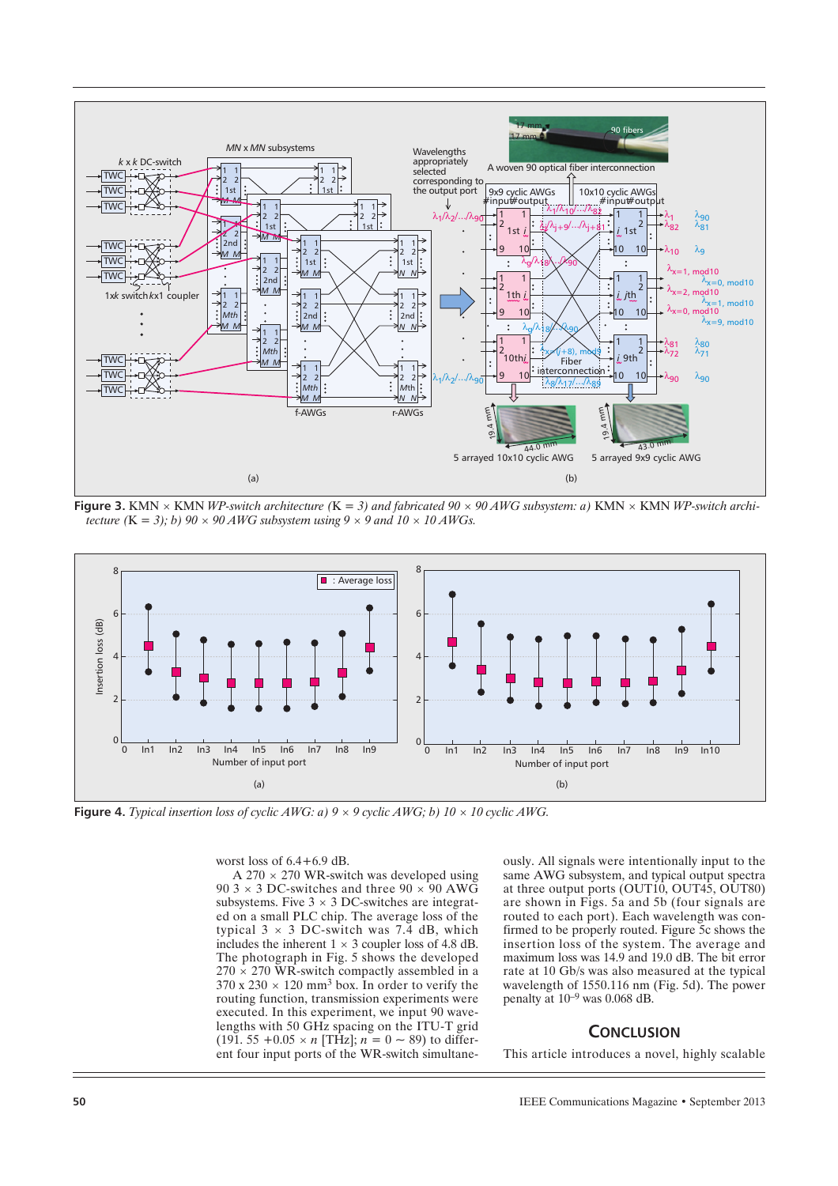Figure 3. KMN × KMN *WP-switch architecture (*K = 3*) and fabricated 90 × 90 AWG subsystem: a)* KMN × KMN *WP-switch architecture (*K = 3*); b) 90 × 90 AWG subsystem using 9 × 9 and 10 × 10 AWGs.*

Figure 4. *Typical insertion loss of cyclic AWG: a) 9 × 9 cyclic AWG; b) 10 × 10 cyclic AWG.*

worst loss of 6.4+6.9 dB.

A 270 × 270 WR-switch was developed using 90 3 × 3 DC-switches and three 90 × 90 AWG subsystems. Five 3 × 3 DC-switches are integrated on a small PLC chip. The average loss of a typical 3 × 3 DC-switch was 7.4 dB, which includes the inherent 1 × 3 coupler loss of 4.8 dB. The photograph in Fig. 5 shows the developed 270 × 270 WR-switch compactly assembled in a 370 x 230 × 120 $mm^3$ box. In order to verify the routing function, transmission experiments were executed. In this experiment, we input 90 wavelengths with 50 GHz spacing on the ITU-T grid (191. 55 +0.05 × $n$ [THz]; $n$ = 0 ~ 89) to different four input ports of the WR-switch simultaneously. All signals were intentionally input to the same AWG subsystem, and typical output spectra at three output ports (OUT10, OUT45, OUT80) are shown in Figs. 5a and 5b (four signals are routed to each port). Each wavelength was confirmed to be properly routed. Figure 5c shows the insertion loss of the system. The average and maximum loss was 14.9 and 19.0 dB. The bit error rate at 10 Gb/s was also measured at the typical wavelength of 1550.116 nm (Fig. 5d). The power penalty at $10^{-9}$ was 0.068 dB.

## Conclusion

This article introduces a novel, highly scalable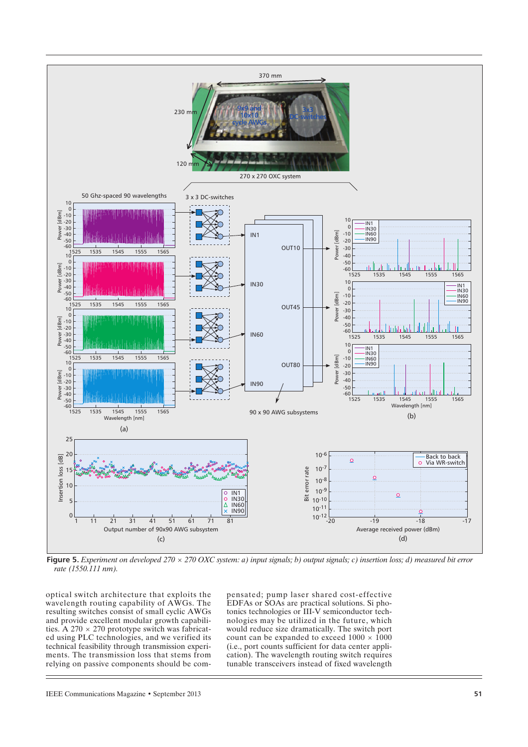370 mm

230 mm

120 mm

9x9 and 10x10 cycle AWGs

3x3 DC-switches

270 x 270 OXC system

50 Ghz-spaced 90 wavelengths

3 x 3 DC-switches

IN1

OUT10

IN30

OUT45

IN60

OUT80

IN90

90 x 90 AWG subsystems

Power [dBm]

Wavelength [nm]

(a)

IN1
IN30
IN60
IN90

(b)

Insertion loss [dB]

Output number of 90x90 AWG subsystem

(c)

Bit error rate

Back to back
Via WR-switch

Average received power (dBm)

(d)

**Figure 5.** *Experiment on developed 270 × 270 OXC system: a) input signals; b) output signals; c) insertion loss; d) measured bit error rate (1550.111 nm).*

optical switch architecture that exploits the wavelength routing capability of AWGs. The resulting switches consist of small cyclic AWGs and provide excellent modular growth capabilities. A 270 × 270 prototype switch was fabricated using PLC technologies, and we verified its technical feasibility through transmission experiments. The transmission loss that stems from relying on passive components should be compensated; pump laser shared cost-effective EDFAs or SOAs are practical solutions. Si photonics technologies or III-V semiconductor technologies may be utilized in the future, which would reduce size dramatically. The switch port count can be expanded to exceed 1000 × 1000 (i.e., port counts sufficient for data center application). The wavelength routing switch requires tunable transceivers instead of fixed wavelength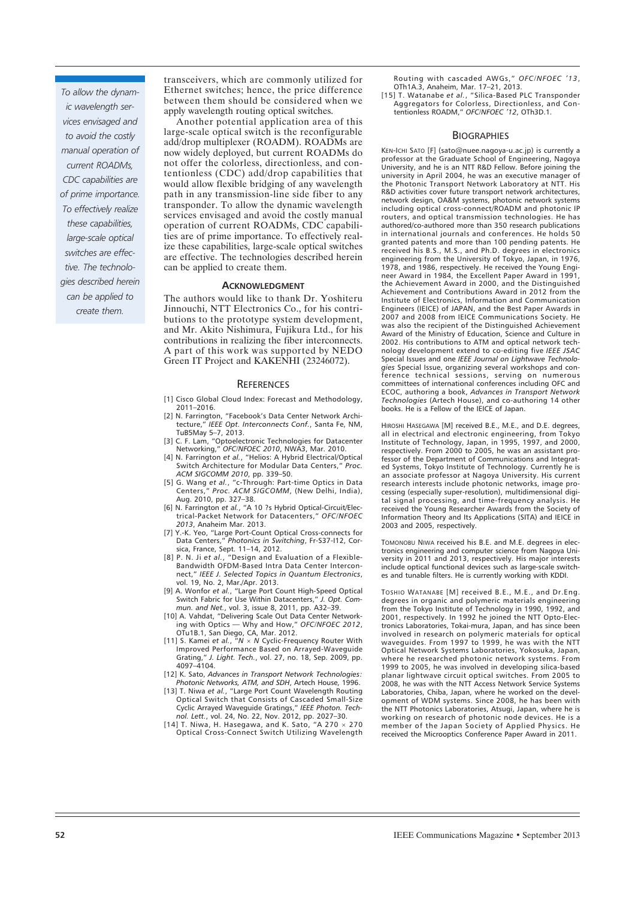transceivers, which are commonly utilized for Ethernet switches; hence, the price difference between them should be considered when we apply wavelength routing optical switches.

Another potential application area of this large-scale optical switch is the reconfigurable add/drop multiplexer (ROADM). ROADMs are now widely deployed, but current ROADMs do not offer the colorless, directionless, and contentionless (CDC) add/drop capabilities that would allow flexible bridging of any wavelength path in any transmission-line side fiber to any transponder. To allow the dynamic wavelength services envisaged and avoid the costly manual operation of current ROADMs, CDC capabilities are of prime importance. To effectively realize these capabilities, large-scale optical switches are effective. The technologies described herein can be applied to create them.

*To allow the dynamic wavelength services envisaged and to avoid the costly manual operation of current ROADMs, CDC capabilities are of prime importance. To effectively realize these capabilities, large-scale optical switches are effective. The technologies described herein can be applied to create them.*

## Acknowledgment

The authors would like to thank Dr. Yoshiteru Jinnouchi, NTT Electronics Co., for his contributions to the prototype system development, and Mr. Akito Nishimura, Fujikura Ltd., for his contributions in realizing the fiber interconnects. A part of this work was supported by NEDO Green IT Project and KAKENHI (23246072).

## References

[1] Cisco Global Cloud Index: Forecast and Methodology, 2011–2016.

[2] N. Farrington, "Facebook's Data Center Network Architecture," *IEEE Opt. Interconnects Conf.*, Santa Fe, NM, TuB5May 5–7, 2013.

[3] C. F. Lam, "Optoelectronic Technologies for Datacenter Networking," *OFC/NFOEC 2010*, NWA3, Mar. 2010.

[4] N. Farrington *et al.*, "Helios: A Hybrid Electrical/Optical Switch Architecture for Modular Data Centers," *Proc. ACM SIGCOMM 2010*, pp. 339–50.

[5] G. Wang *et al.*, "c-Through: Part-time Optics in Data Centers," *Proc. ACM SIGCOMM*, (New Delhi, India), Aug. 2010, pp. 327–38.

[6] N. Farrington *et al.*, "A 10 ?s Hybrid Optical-Circuit/Electrical-Packet Network for Datacenters," *OFC/NFOEC 2013*, Anaheim Mar. 2013.

[7] Y.-K. Yeo, "Large Port-Count Optical Cross-connects for Data Centers," *Photonics in Switching*, Fr-S37-I12, Corsica, France, Sept. 11–14, 2012.

[8] P. N. Ji *et al.*, "Design and Evaluation of a Flexible-Bandwidth OFDM-Based Intra Data Center Interconnect," *IEEE J. Selected Topics in Quantum Electronics*, vol. 19, No. 2, Mar./Apr. 2013.

[9] A. Wonfor *et al.*, "Large Port Count High-Speed Optical Switch Fabric for Use Within Datacenters," *J. Opt. Commun. and Net.*, vol. 3, issue 8, 2011, pp. A32–39.

[10] A. Vahdat, "Delivering Scale Out Data Center Networking with Optics — Why and How," *OFC/NFOEC 2012*, OTu1B.1, San Diego, CA, Mar. 2012.

[11] S. Kamei *et al.*, "$N \times N$ Cyclic-Frequency Router With Improved Performance Based on Arrayed-Waveguide Grating," *J. Light. Tech.*, vol. 27, no. 18, Sep. 2009, pp. 4097–4104.

[12] K. Sato, *Advances in Transport Network Technologies: Photonic Networks, ATM, and SDH*, Artech House, 1996.

[13] T. Niwa *et al.*, "Large Port Count Wavelength Routing Optical Switch that Consists of Cascaded Small-Size Cyclic Arrayed Waveguide Gratings," *IEEE Photon. Technol. Lett.*, vol. 24, No. 22, Nov. 2012, pp. 2027–30.

[14] T. Niwa, H. Hasegawa, and K. Sato, "A 270 × 270 Optical Cross-Connect Switch Utilizing Wavelength Routing with cascaded AWGs," *OFC/NFOEC '13*, OTh1A.3, Anaheim, Mar. 17–21, 2013.

[15] T. Watanabe *et al.*, "Silica-Based PLC Transponder Aggregators for Colorless, Directionless, and Contentionless ROADM," *OFC/NFOEC '12*, OTh3D.1.

## Biographies

KEN-ICHI SATO [F] (sato@nuee.nagoya-u.ac.jp) is currently a professor at the Graduate School of Engineering, Nagoya University, and he is an NTT R&D Fellow. Before joining the university in April 2004, he was an executive manager of the Photonic Transport Network Laboratory at NTT. His R&D activities cover future transport network architectures, network design, OA&M systems, photonic network systems including optical cross-connect/ROADM and photonic IP routers, and optical transmission technologies. He has authored/co-authored more than 350 research publications in international journals and conferences. He holds 50 granted patents and more than 100 pending patents. He received his B.S., M.S., and Ph.D. degrees in electronics engineering from the University of Tokyo, Japan, in 1976, 1978, and 1986, respectively. He received the Young Engineer Award in 1984, the Excellent Paper Award in 1991, the Achievement Award in 2000, and the Distinguished Achievement and Contributions Award in 2012 from the Institute of Electronics, Information and Communication Engineers (IEICE) of JAPAN, and the Best Paper Awards in 2007 and 2008 from IEICE Communications Society. He was also the recipient of the Distinguished Achievement Award of the Ministry of Education, Science and Culture in 2002. His contributions to ATM and optical network technology development extend to co-editing five *IEEE JSAC* Special Issues and one *IEEE Journal on Lightwave Technologies* Special Issue, organizing several workshops and conference technical sessions, serving on numerous committees of international conferences including OFC and ECOC, authoring a book, *Advances in Transport Network Technologies* (Artech House), and co-authoring 14 other books. He is a Fellow of the IEICE of Japan.

HIROSHI HASEGAWA [M] received B.E., M.E., and D.E. degrees, all in electrical and electronic engineering, from Tokyo Institute of Technology, Japan, in 1995, 1997, and 2000, respectively. From 2000 to 2005, he was an assistant professor of the Department of Communications and Integrated Systems, Tokyo Institute of Technology. Currently he is an associate professor at Nagoya University. His current research interests include photonic networks, image processing (especially super-resolution), multidimensional digital signal processing, and time-frequency analysis. He received the Young Researcher Awards from the Society of Information Theory and Its Applications (SITA) and IEICE in 2003 and 2005, respectively.

TOMONOBU NIWA received his B.E. and M.E. degrees in electronics engineering and computer science from Nagoya University in 2011 and 2013, respectively. His major interests include optical functional devices such as large-scale switches and tunable filters. He is currently working with KDDI.

TOSHIO WATANABE [M] received B.E., M.E., and Dr.Eng. degrees in organic and polymeric materials engineering from the Tokyo Institute of Technology in 1990, 1992, and 2001, respectively. In 1992 he joined the NTT Opto-Electronics Laboratories, Tokai-mura, Japan, and has since been involved in research on polymeric materials for optical waveguides. From 1997 to 1999, he was with the NTT Optical Network Systems Laboratories, Yokosuka, Japan, where he researched photonic network systems. From 1999 to 2005, he was involved in developing silica-based planar lightwave circuit optical switches. From 2005 to 2008, he was with the NTT Access Network Service Systems Laboratories, Chiba, Japan, where he worked on the development of WDM systems. Since 2008, he has been with the NTT Photonics Laboratories, Atsugi, Japan, where he is working on research of photonic node devices. He is a member of the Japan Society of Applied Physics. He received the Microoptics Conference Paper Award in 2011.